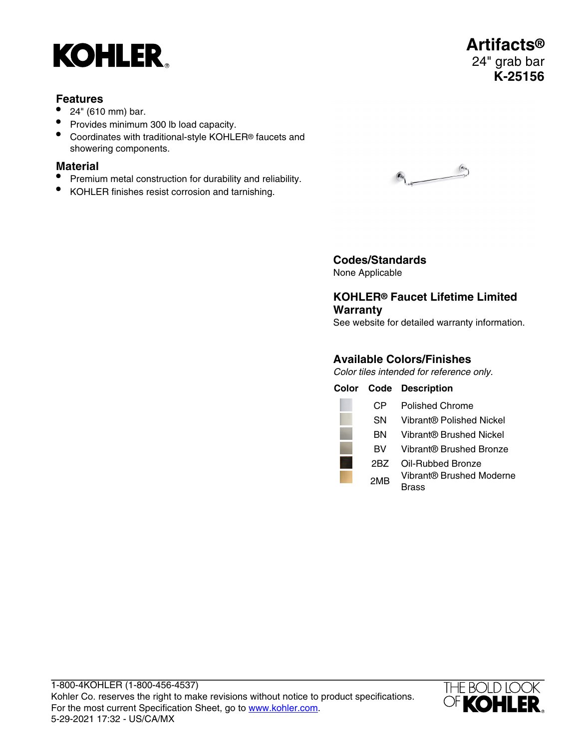# KOHLER

## Artifacts®

24" grab bar

**K-25156**

### Features

- 24" (610 mm) bar.
- Provides minimum 300 lb load capacity.
- Coordinates with traditional-style KOHLER® faucets and showering components.

### Material

- Premium metal construction for durability and reliability.
- KOHLER finishes resist corrosion and tarnishing.

### Codes/Standards

None Applicable

### KOHLER® Faucet Lifetime Limited Warranty

See website for detailed warranty information.

### Available Colors/Finishes

*Color tiles intended for reference only.*

| Color | Code | Description |
|---|---|---|
| | CP | Polished Chrome |
| | SN | Vibrant® Polished Nickel |
| | BN | Vibrant® Brushed Nickel |
| | BV | Vibrant® Brushed Bronze |
| | 2BZ | Oil-Rubbed Bronze |
| | 2MB | Vibrant® Brushed Moderne Brass |

1-800-4KOHLER (1-800-456-4537)
Kohler Co. reserves the right to make revisions without notice to product specifications.
For the most current Specification Sheet, go to www.kohler.com.
5-29-2021 17:32 - US/CA/MX

THE BOLD LOOK OF KOHLER®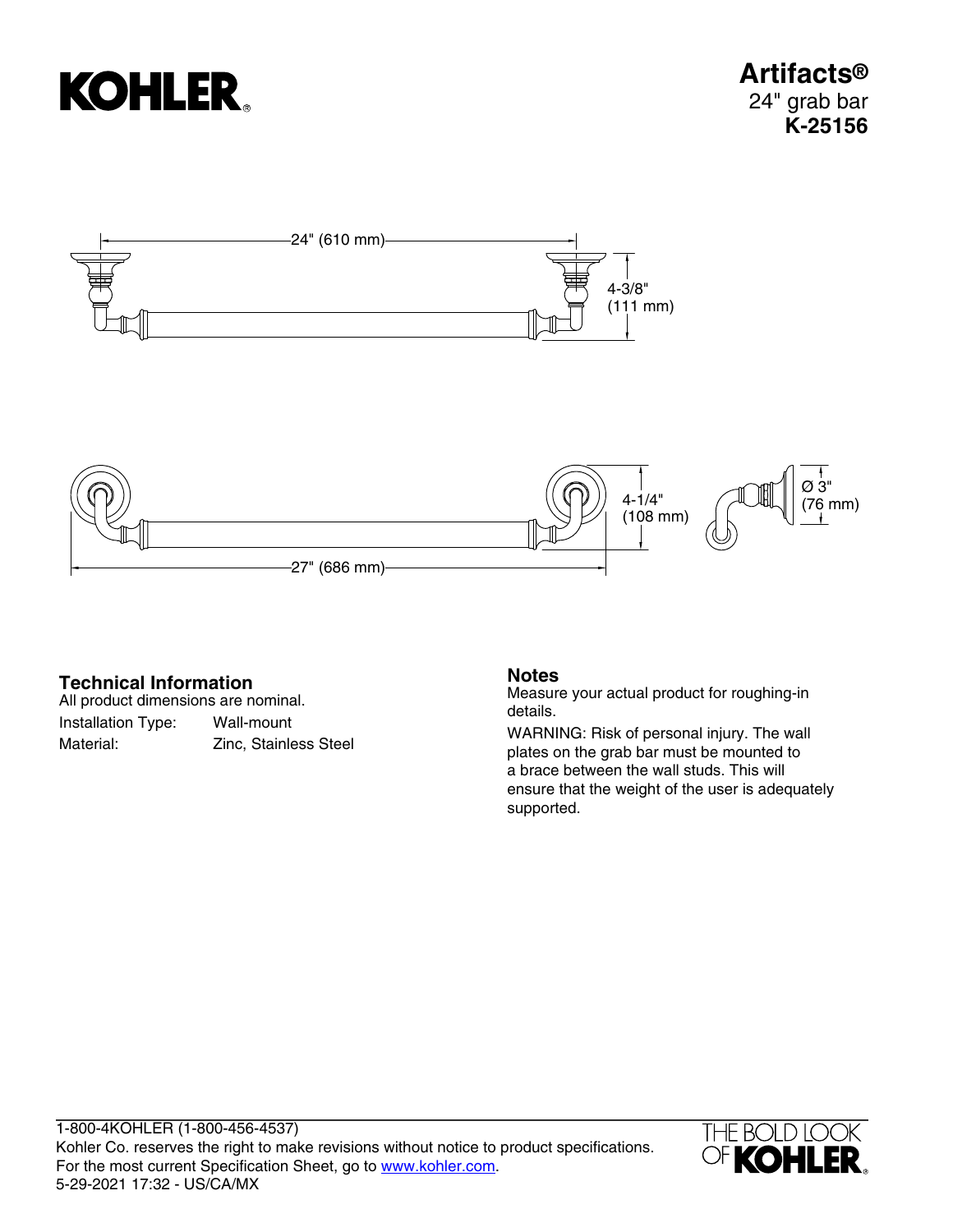# KOHLER

## Artifacts®
24" grab bar
**K-25156**

24" (610 mm)

4-3/8"
(111 mm)

4-1/4"
(108 mm)

Ø 3"
(76 mm)

27" (686 mm)

### Technical Information

All product dimensions are nominal.

| | |
|---|---|
| Installation Type: | Wall-mount |
| Material: | Zinc, Stainless Steel |

### Notes

Measure your actual product for roughing-in details.

WARNING: Risk of personal injury. The wall plates on the grab bar must be mounted to a brace between the wall studs. This will ensure that the weight of the user is adequately supported.

1-800-4KOHLER (1-800-456-4537)
Kohler Co. reserves the right to make revisions without notice to product specifications.
For the most current Specification Sheet, go to www.kohler.com.
5-29-2021 17:32 - US/CA/MX

THE BOLD LOOK OF KOHLER